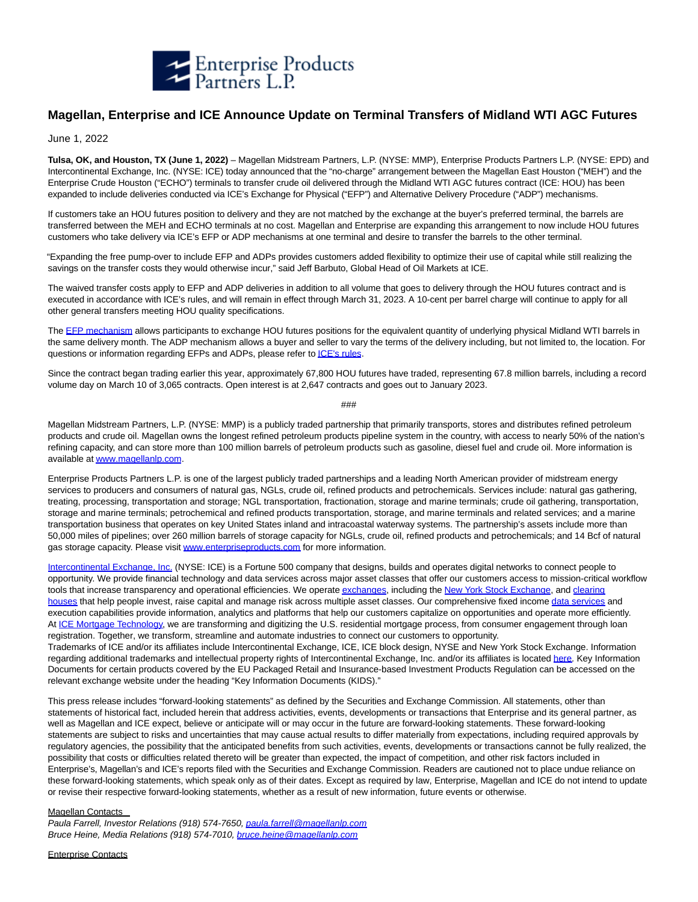# Magellan, Enterprise and ICE Announce Update on Terminal Transfers of Midland WTI AGC Futures

June 1, 2022

**Tulsa, OK, and Houston, TX (June 1, 2022)** – Magellan Midstream Partners, L.P. (NYSE: MMP), Enterprise Products Partners L.P. (NYSE: EPD) and Intercontinental Exchange, Inc. (NYSE: ICE) today announced that the "no-charge" arrangement between the Magellan East Houston ("MEH") and the Enterprise Crude Houston ("ECHO") terminals to transfer crude oil delivered through the Midland WTI AGC futures contract (ICE: HOU) has been expanded to include deliveries conducted via ICE's Exchange for Physical ("EFP") and Alternative Delivery Procedure ("ADP") mechanisms.

If customers take an HOU futures position to delivery and they are not matched by the exchange at the buyer's preferred terminal, the barrels are transferred between the MEH and ECHO terminals at no cost. Magellan and Enterprise are expanding this arrangement to now include HOU futures customers who take delivery via ICE's EFP or ADP mechanisms at one terminal and desire to transfer the barrels to the other terminal.

"Expanding the free pump-over to include EFP and ADPs provides customers added flexibility to optimize their use of capital while still realizing the savings on the transfer costs they would otherwise incur," said Jeff Barbuto, Global Head of Oil Markets at ICE.

The waived transfer costs apply to EFP and ADP deliveries in addition to all volume that goes to delivery through the HOU futures contract and is executed in accordance with ICE's rules, and will remain in effect through March 31, 2023. A 10-cent per barrel charge will continue to apply for all other general transfers meeting HOU quality specifications.

The EFP mechanism allows participants to exchange HOU futures positions for the equivalent quantity of underlying physical Midland WTI barrels in the same delivery month. The ADP mechanism allows a buyer and seller to vary the terms of the delivery including, but not limited to, the location. For questions or information regarding EFPs and ADPs, please refer to ICE's rules.

Since the contract began trading earlier this year, approximately 67,800 HOU futures have traded, representing 67.8 million barrels, including a record volume day on March 10 of 3,065 contracts. Open interest is at 2,647 contracts and goes out to January 2023.

###

Magellan Midstream Partners, L.P. (NYSE: MMP) is a publicly traded partnership that primarily transports, stores and distributes refined petroleum products and crude oil. Magellan owns the longest refined petroleum products pipeline system in the country, with access to nearly 50% of the nation's refining capacity, and can store more than 100 million barrels of petroleum products such as gasoline, diesel fuel and crude oil. More information is available at www.magellanlp.com.

Enterprise Products Partners L.P. is one of the largest publicly traded partnerships and a leading North American provider of midstream energy services to producers and consumers of natural gas, NGLs, crude oil, refined products and petrochemicals. Services include: natural gas gathering, treating, processing, transportation and storage; NGL transportation, fractionation, storage and marine terminals; crude oil gathering, transportation, storage and marine terminals; petrochemical and refined products transportation, storage, and marine terminals and related services; and a marine transportation business that operates on key United States inland and intracoastal waterway systems. The partnership's assets include more than 50,000 miles of pipelines; over 260 million barrels of storage capacity for NGLs, crude oil, refined products and petrochemicals; and 14 Bcf of natural gas storage capacity. Please visit www.enterpriseproducts.com for more information.

Intercontinental Exchange, Inc. (NYSE: ICE) is a Fortune 500 company that designs, builds and operates digital networks to connect people to opportunity. We provide financial technology and data services across major asset classes that offer our customers access to mission-critical workflow tools that increase transparency and operational efficiencies. We operate exchanges, including the New York Stock Exchange, and clearing houses that help people invest, raise capital and manage risk across multiple asset classes. Our comprehensive fixed income data services and execution capabilities provide information, analytics and platforms that help our customers capitalize on opportunities and operate more efficiently. At ICE Mortgage Technology, we are transforming and digitizing the U.S. residential mortgage process, from consumer engagement through loan registration. Together, we transform, streamline and automate industries to connect our customers to opportunity.

Trademarks of ICE and/or its affiliates include Intercontinental Exchange, ICE, ICE block design, NYSE and New York Stock Exchange. Information regarding additional trademarks and intellectual property rights of Intercontinental Exchange, Inc. and/or its affiliates is located here. Key Information Documents for certain products covered by the EU Packaged Retail and Insurance-based Investment Products Regulation can be accessed on the relevant exchange website under the heading "Key Information Documents (KIDS)."

This press release includes "forward-looking statements" as defined by the Securities and Exchange Commission. All statements, other than statements of historical fact, included herein that address activities, events, developments or transactions that Enterprise and its general partner, as well as Magellan and ICE expect, believe or anticipate will or may occur in the future are forward-looking statements. These forward-looking statements are subject to risks and uncertainties that may cause actual results to differ materially from expectations, including required approvals by regulatory agencies, the possibility that the anticipated benefits from such activities, events, developments or transactions cannot be fully realized, the possibility that costs or difficulties related thereto will be greater than expected, the impact of competition, and other risk factors included in Enterprise's, Magellan's and ICE's reports filed with the Securities and Exchange Commission. Readers are cautioned not to place undue reliance on these forward-looking statements, which speak only as of their dates. Except as required by law, Enterprise, Magellan and ICE do not intend to update or revise their respective forward-looking statements, whether as a result of new information, future events or otherwise.

Magellan Contacts

*Paula Farrell, Investor Relations (918) 574-7650, paula.farrell@magellanlp.com*
*Bruce Heine, Media Relations (918) 574-7010, bruce.heine@magellanlp.com*

Enterprise Contacts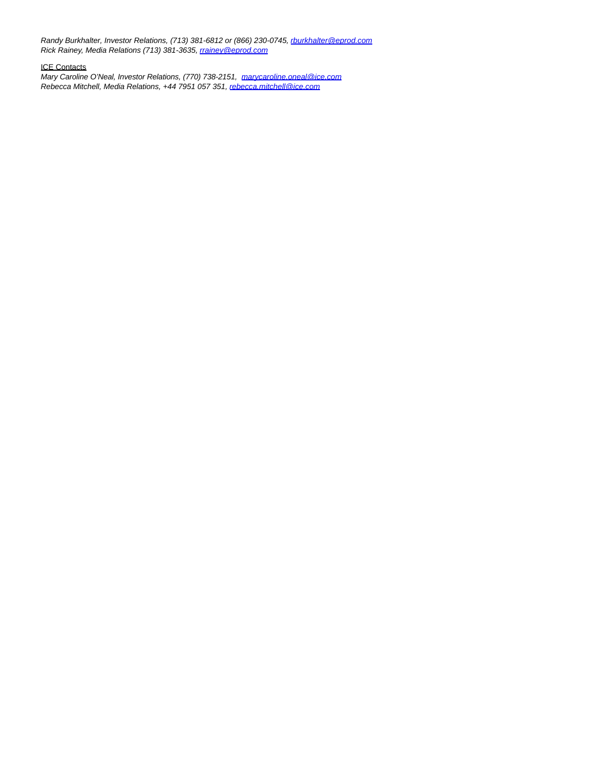*Randy Burkhalter, Investor Relations, (713) 381-6812 or (866) 230-0745, [rburkhalter@eprod.com](mailto:rburkhalter@eprod.com)*
*Rick Rainey, Media Relations (713) 381-3635, [rrainey@eprod.com](mailto:rrainey@eprod.com)*

ICE Contacts
*Mary Caroline O'Neal, Investor Relations, (770) 738-2151, [marycaroline.oneal@ice.com](mailto:marycaroline.oneal@ice.com)*
*Rebecca Mitchell, Media Relations, +44 7951 057 351, [rebecca.mitchell@ice.com](mailto:rebecca.mitchell@ice.com)*